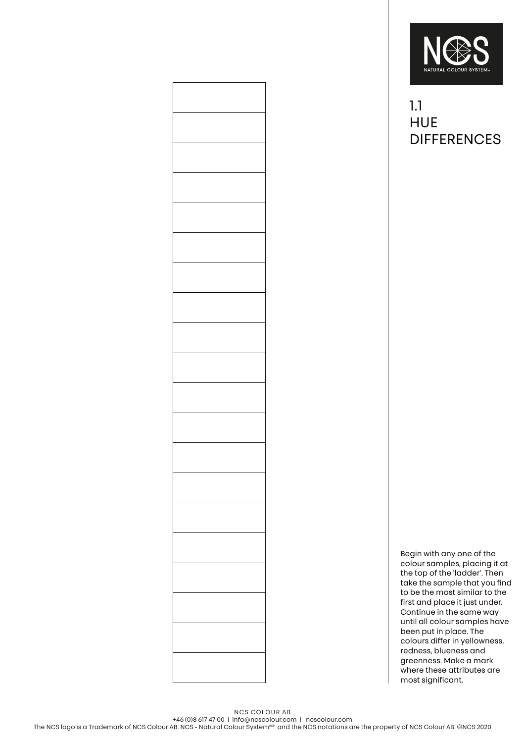# 1.1 HUE DIFFERENCES

| |
|---|
| |
| |
| |
| |
| |
| |
| |
| |
| |
| |
| |
| |
| |
| |
| |
| |
| |
| |
| |

Begin with any one of the colour samples, placing it at the top of the 'ladder'. Then take the sample that you find to be the most similar to the first and place it just under. Continue in the same way until all colour samples have been put in place. The colours differ in yellowness, redness, blueness and greenness. Make a mark where these attributes are most significant.

NCS COLOUR AB
+46 (0)8 617 47 00 | info@ncscolour.com | ncscolour.com
The NCS logo is a Trademark of NCS Colour AB. NCS - Natural Colour System®© and the NCS notations are the property of NCS Colour AB. ©NCS 2020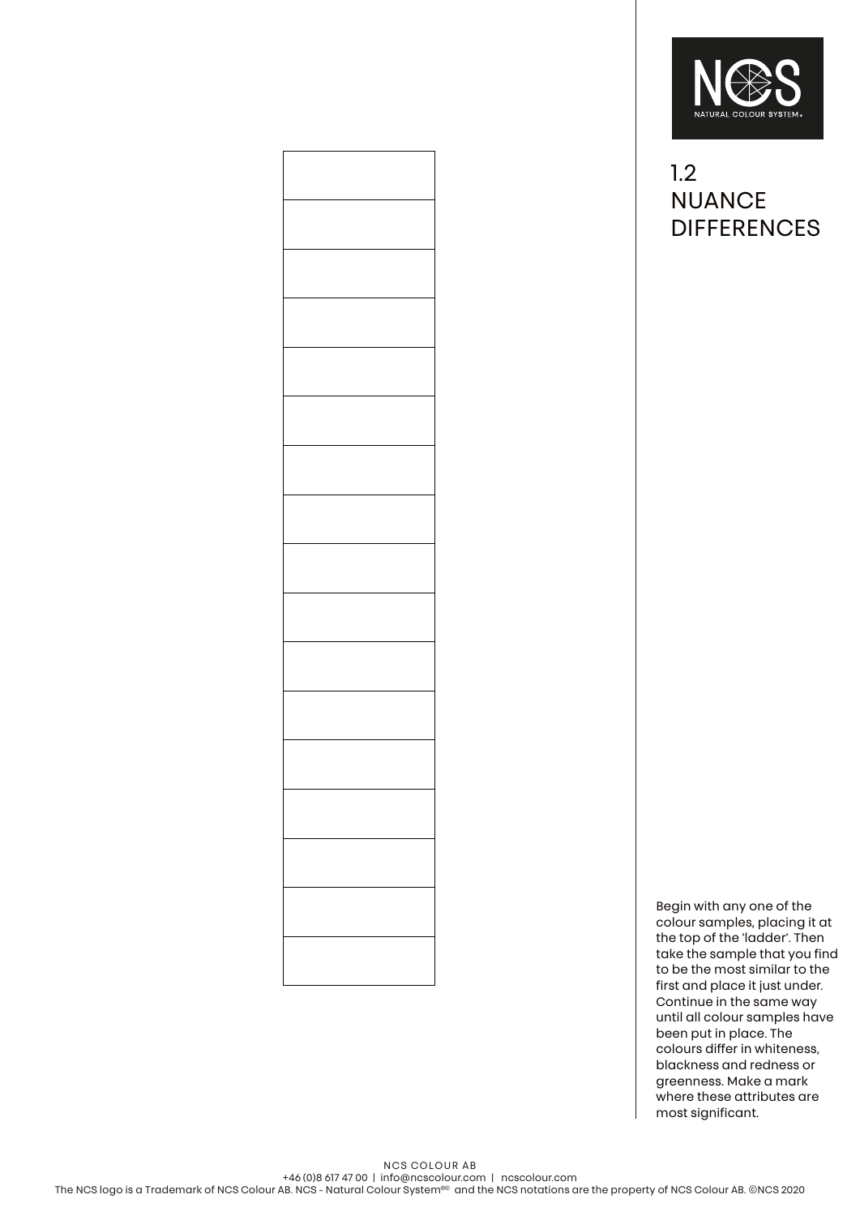# 1.2 NUANCE DIFFERENCES

|   |
|---|
|   |
|   |
|   |
|   |
|   |
|   |
|   |
|   |
|   |
|   |
|   |
|   |
|   |
|   |
|   |
|   |

Begin with any one of the colour samples, placing it at the top of the 'ladder'. Then take the sample that you find to be the most similar to the first and place it just under. Continue in the same way until all colour samples have been put in place. The colours differ in whiteness, blackness and redness or greenness. Make a mark where these attributes are most significant.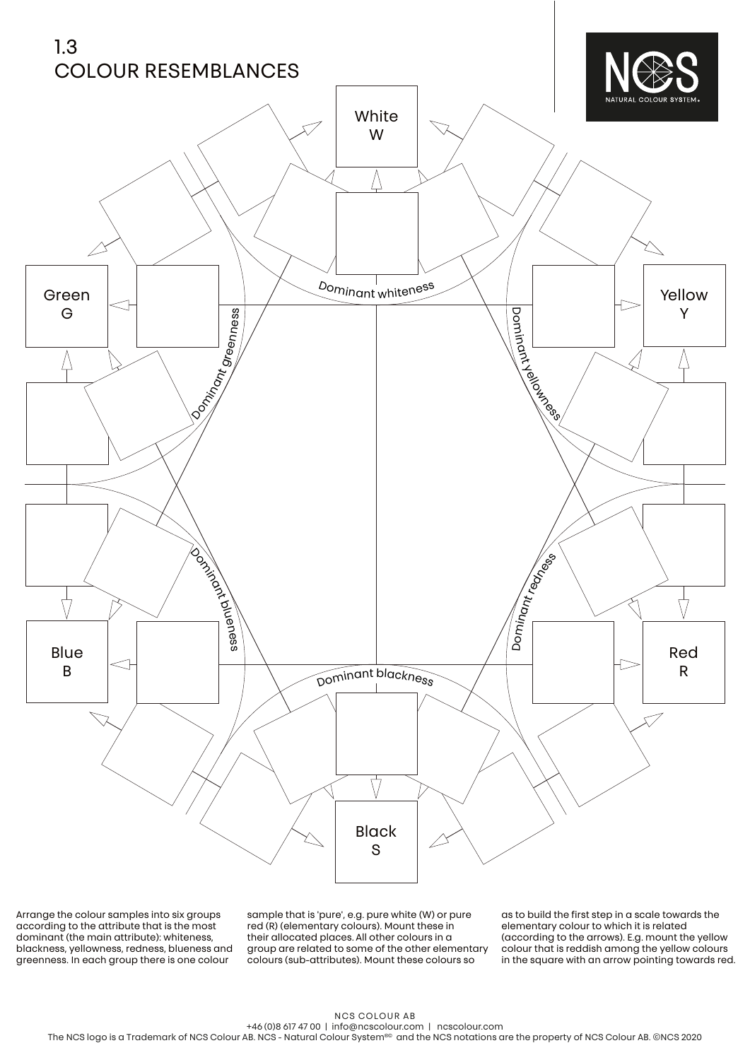# 1.3 COLOUR RESEMBLANCES

White
W

Green
G

Yellow
Y

Blue
B

Red
R

Black
S

Dominant whiteness

Dominant greenness

Dominant yellowness

Dominant blueness

Dominant redness

Dominant blackness

Arrange the colour samples into six groups according to the attribute that is the most dominant (the main attribute): whiteness, blackness, yellowness, redness, blueness and greenness. In each group there is one colour sample that is 'pure', e.g. pure white (W) or pure red (R) (elementary colours). Mount these in their allocated places. All other colours in a group are related to some of the other elementary colours (sub-attributes). Mount these colours so as to build the first step in a scale towards the elementary colour to which it is related (according to the arrows). E.g. mount the yellow colour that is reddish among the yellow colours in the square with an arrow pointing towards red.

NCS COLOUR AB
+46 (0)8 617 47 00 | info@ncscolour.com | ncscolour.com
The NCS logo is a Trademark of NCS Colour AB. NCS - Natural Colour System®© and the NCS notations are the property of NCS Colour AB. ©NCS 2020